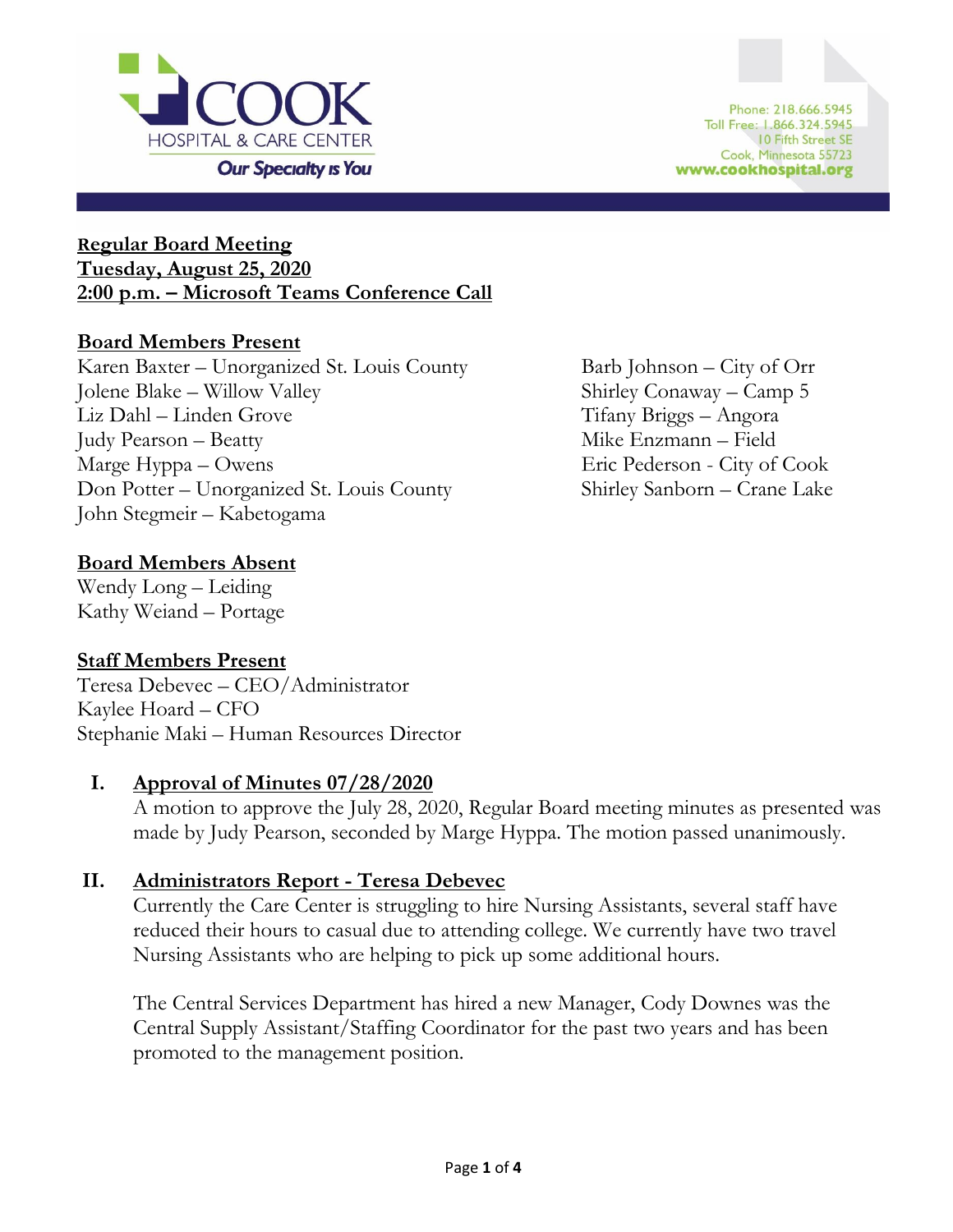COOK HOSPITAL & CARE CENTER

*Our Specialty is You*

Phone: 218.666.5945
Toll Free: 1.866.324.5945
10 Fifth Street SE
Cook, Minnesota 55723
www.cookhospital.org

**Regular Board Meeting**
**Tuesday, August 25, 2020**
**2:00 p.m. – Microsoft Teams Conference Call**

**Board Members Present**

Karen Baxter – Unorganized St. Louis County
Jolene Blake – Willow Valley
Liz Dahl – Linden Grove
Judy Pearson – Beatty
Marge Hyppa – Owens
Don Potter – Unorganized St. Louis County
John Stegmeir – Kabetogama
Barb Johnson – City of Orr
Shirley Conaway – Camp 5
Tifany Briggs – Angora
Mike Enzmann – Field
Eric Pederson - City of Cook
Shirley Sanborn – Crane Lake

**Board Members Absent**

Wendy Long – Leiding
Kathy Weiand – Portage

**Staff Members Present**

Teresa Debevec – CEO/Administrator
Kaylee Hoard – CFO
Stephanie Maki – Human Resources Director

## I. Approval of Minutes 07/28/2020

A motion to approve the July 28, 2020, Regular Board meeting minutes as presented was made by Judy Pearson, seconded by Marge Hyppa. The motion passed unanimously.

## II. Administrators Report - Teresa Debevec

Currently the Care Center is struggling to hire Nursing Assistants, several staff have reduced their hours to casual due to attending college. We currently have two travel Nursing Assistants who are helping to pick up some additional hours.

The Central Services Department has hired a new Manager, Cody Downes was the Central Supply Assistant/Staffing Coordinator for the past two years and has been promoted to the management position.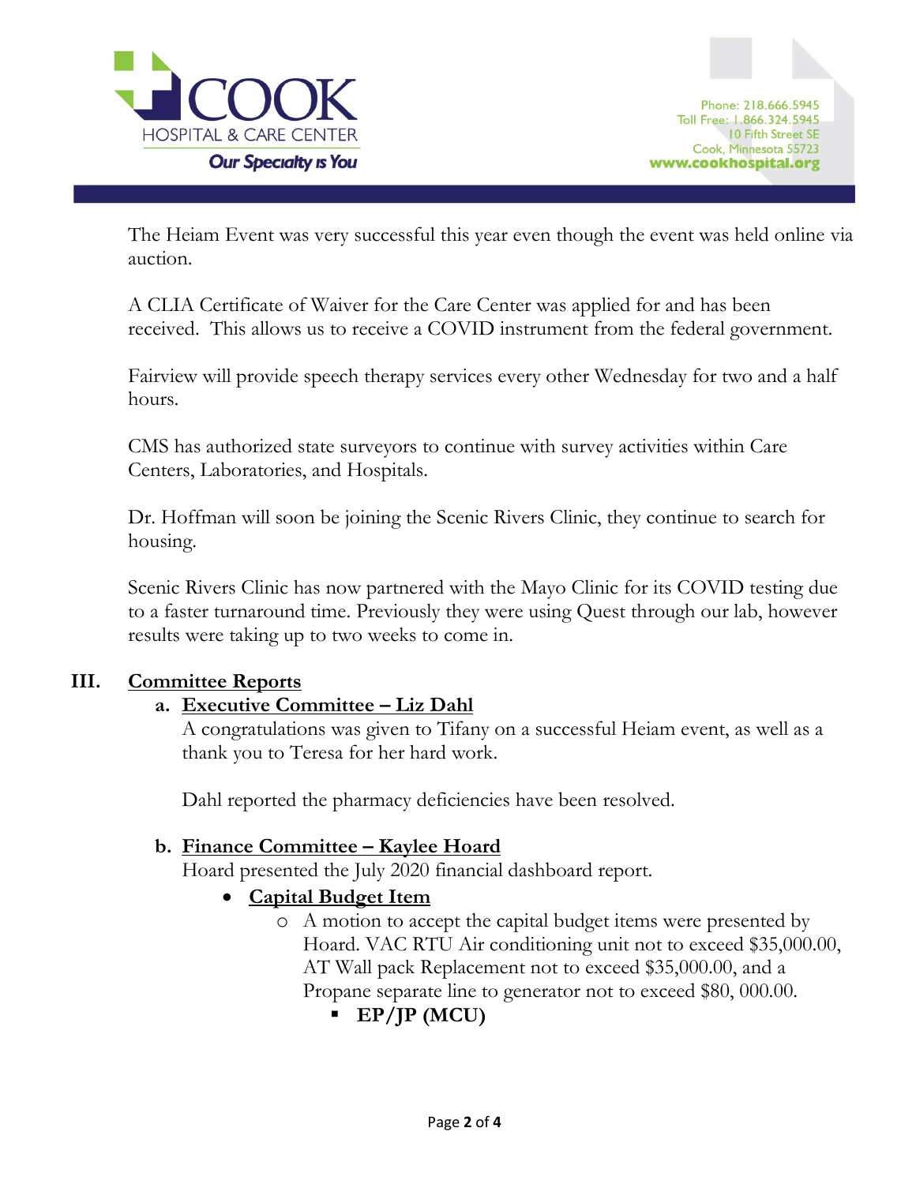The Heiam Event was very successful this year even though the event was held online via auction.

A CLIA Certificate of Waiver for the Care Center was applied for and has been received. This allows us to receive a COVID instrument from the federal government.

Fairview will provide speech therapy services every other Wednesday for two and a half hours.

CMS has authorized state surveyors to continue with survey activities within Care Centers, Laboratories, and Hospitals.

Dr. Hoffman will soon be joining the Scenic Rivers Clinic, they continue to search for housing.

Scenic Rivers Clinic has now partnered with the Mayo Clinic for its COVID testing due to a faster turnaround time. Previously they were using Quest through our lab, however results were taking up to two weeks to come in.

## III. Committee Reports

### a. Executive Committee – Liz Dahl

A congratulations was given to Tifany on a successful Heiam event, as well as a thank you to Teresa for her hard work.

Dahl reported the pharmacy deficiencies have been resolved.

### b. Finance Committee – Kaylee Hoard

Hoard presented the July 2020 financial dashboard report.

- **Capital Budget Item**
  - A motion to accept the capital budget items were presented by Hoard. VAC RTU Air conditioning unit not to exceed $35,000.00, AT Wall pack Replacement not to exceed $35,000.00, and a Propane separate line to generator not to exceed $80, 000.00.
    - **EP/JP (MCU)**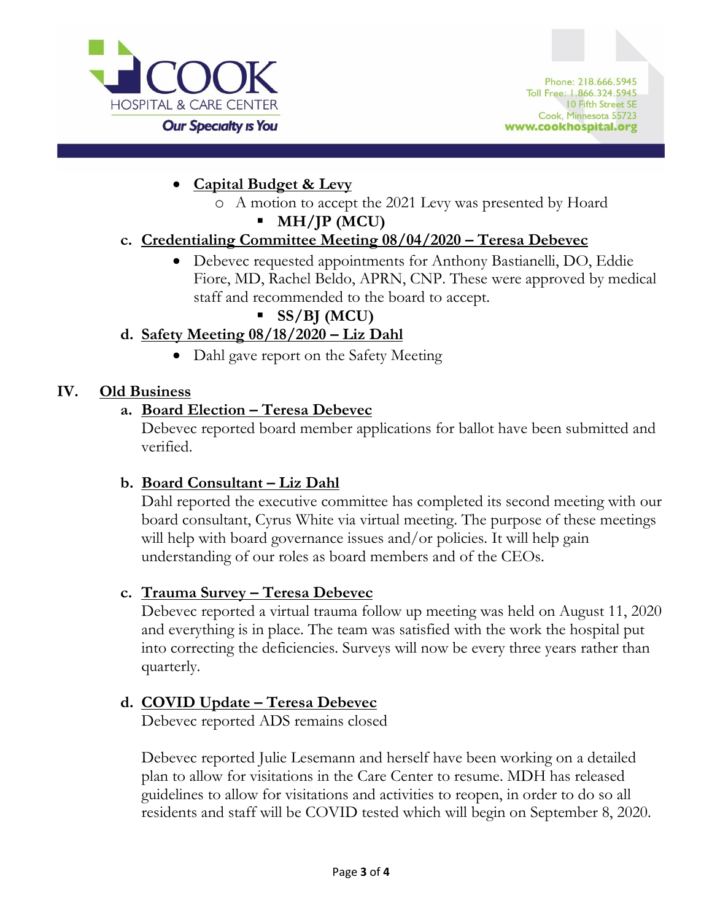- **<u>Capital Budget & Levy</u>**
  - A motion to accept the 2021 Levy was presented by Hoard
    - **MH/JP (MCU)**

c. **<u>Credentialing Committee Meeting 08/04/2020 – Teresa Debevec</u>**

- Debevec requested appointments for Anthony Bastianelli, DO, Eddie Fiore, MD, Rachel Beldo, APRN, CNP. These were approved by medical staff and recommended to the board to accept.
    - **SS/BJ (MCU)**

d. **<u>Safety Meeting 08/18/2020 – Liz Dahl</u>**

- Dahl gave report on the Safety Meeting

## IV. <u>Old Business</u>

a. **<u>Board Election – Teresa Debevec</u>**

Debevec reported board member applications for ballot have been submitted and verified.

b. **<u>Board Consultant – Liz Dahl</u>**

Dahl reported the executive committee has completed its second meeting with our board consultant, Cyrus White via virtual meeting. The purpose of these meetings will help with board governance issues and/or policies. It will help gain understanding of our roles as board members and of the CEOs.

c. **<u>Trauma Survey – Teresa Debevec</u>**

Debevec reported a virtual trauma follow up meeting was held on August 11, 2020 and everything is in place. The team was satisfied with the work the hospital put into correcting the deficiencies. Surveys will now be every three years rather than quarterly.

d. **<u>COVID Update – Teresa Debevec</u>**

Debevec reported ADS remains closed

Debevec reported Julie Lesemann and herself have been working on a detailed plan to allow for visitations in the Care Center to resume. MDH has released guidelines to allow for visitations and activities to reopen, in order to do so all residents and staff will be COVID tested which will begin on September 8, 2020.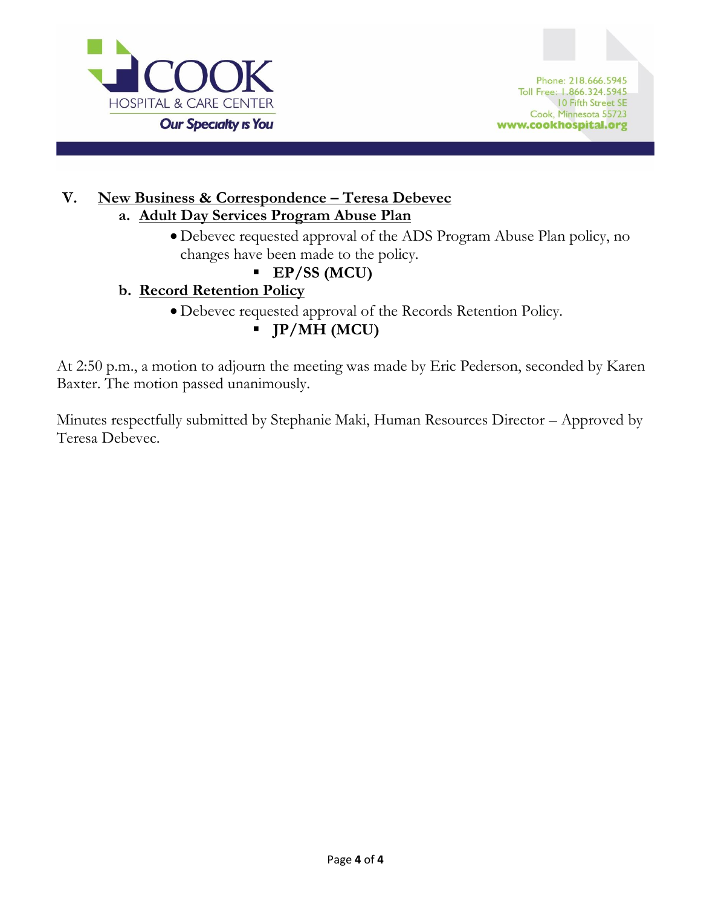## V. New Business & Correspondence – Teresa Debevec

### a. Adult Day Services Program Abuse Plan

- Debevec requested approval of the ADS Program Abuse Plan policy, no changes have been made to the policy.
  - **EP/SS (MCU)**

### b. Record Retention Policy

- Debevec requested approval of the Records Retention Policy.
  - **JP/MH (MCU)**

At 2:50 p.m., a motion to adjourn the meeting was made by Eric Pederson, seconded by Karen Baxter. The motion passed unanimously.

Minutes respectfully submitted by Stephanie Maki, Human Resources Director – Approved by Teresa Debevec.